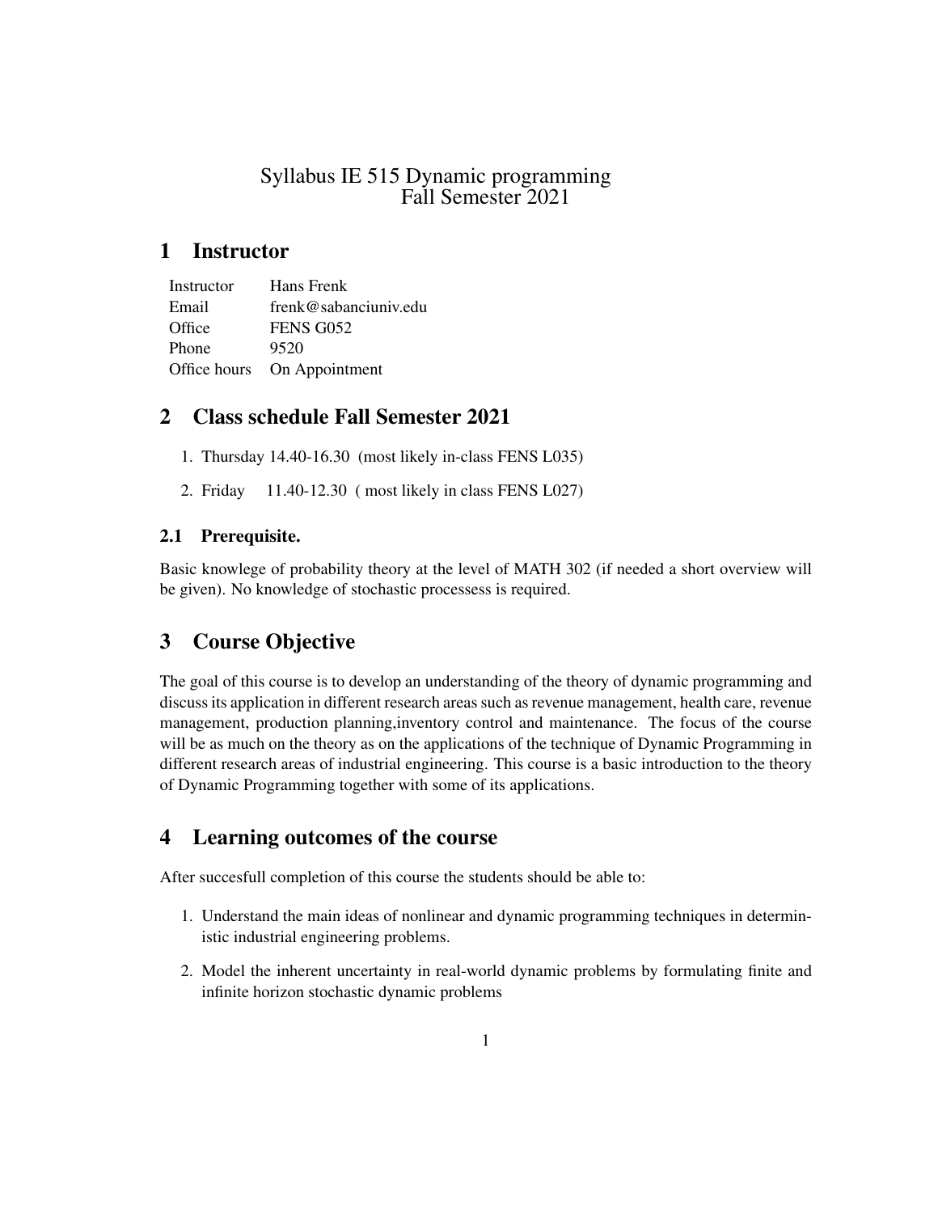# Syllabus IE 515 Dynamic programming
# Fall Semester 2021

## 1 Instructor

| | |
|---|---|
| Instructor | Hans Frenk |
| Email | frenk@sabanciuniv.edu |
| Office | FENS G052 |
| Phone | 9520 |
| Office hours | On Appointment |

## 2 Class schedule Fall Semester 2021

1. Thursday 14.40-16.30 (most likely in-class FENS L035)
2. Friday 11.40-12.30 ( most likely in class FENS L027)

### 2.1 Prerequisite.

Basic knowlege of probability theory at the level of MATH 302 (if needed a short overview will be given). No knowledge of stochastic processess is required.

## 3 Course Objective

The goal of this course is to develop an understanding of the theory of dynamic programming and discuss its application in different research areas such as revenue management, health care, revenue management, production planning,inventory control and maintenance. The focus of the course will be as much on the theory as on the applications of the technique of Dynamic Programming in different research areas of industrial engineering. This course is a basic introduction to the theory of Dynamic Programming together with some of its applications.

## 4 Learning outcomes of the course

After succesfull completion of this course the students should be able to:

1. Understand the main ideas of nonlinear and dynamic programming techniques in deterministic industrial engineering problems.
2. Model the inherent uncertainty in real-world dynamic problems by formulating finite and infinite horizon stochastic dynamic problems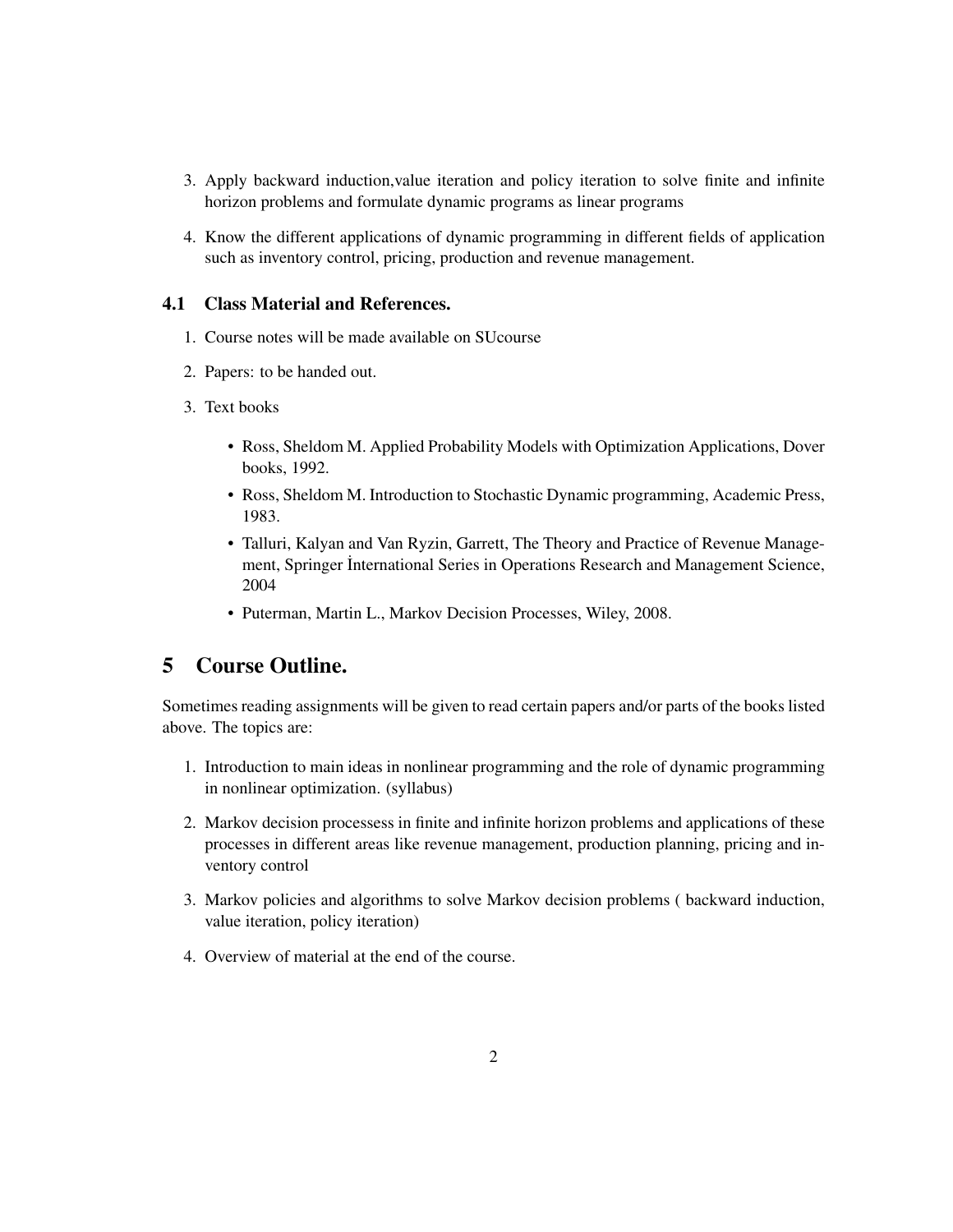3. Apply backward induction,value iteration and policy iteration to solve finite and infinite horizon problems and formulate dynamic programs as linear programs

4. Know the different applications of dynamic programming in different fields of application such as inventory control, pricing, production and revenue management.

### 4.1 Class Material and References.

1. Course notes will be made available on SUcourse

2. Papers: to be handed out.

3. Text books

   - Ross, Sheldom M. Applied Probability Models with Optimization Applications, Dover books, 1992.
   - Ross, Sheldom M. Introduction to Stochastic Dynamic programming, Academic Press, 1983.
   - Talluri, Kalyan and Van Ryzin, Garrett, The Theory and Practice of Revenue Management, Springer İnternational Series in Operations Research and Management Science, 2004
   - Puterman, Martin L., Markov Decision Processes, Wiley, 2008.

## 5 Course Outline.

Sometimes reading assignments will be given to read certain papers and/or parts of the books listed above. The topics are:

1. Introduction to main ideas in nonlinear programming and the role of dynamic programming in nonlinear optimization. (syllabus)

2. Markov decision processess in finite and infinite horizon problems and applications of these processes in different areas like revenue management, production planning, pricing and inventory control

3. Markov policies and algorithms to solve Markov decision problems ( backward induction, value iteration, policy iteration)

4. Overview of material at the end of the course.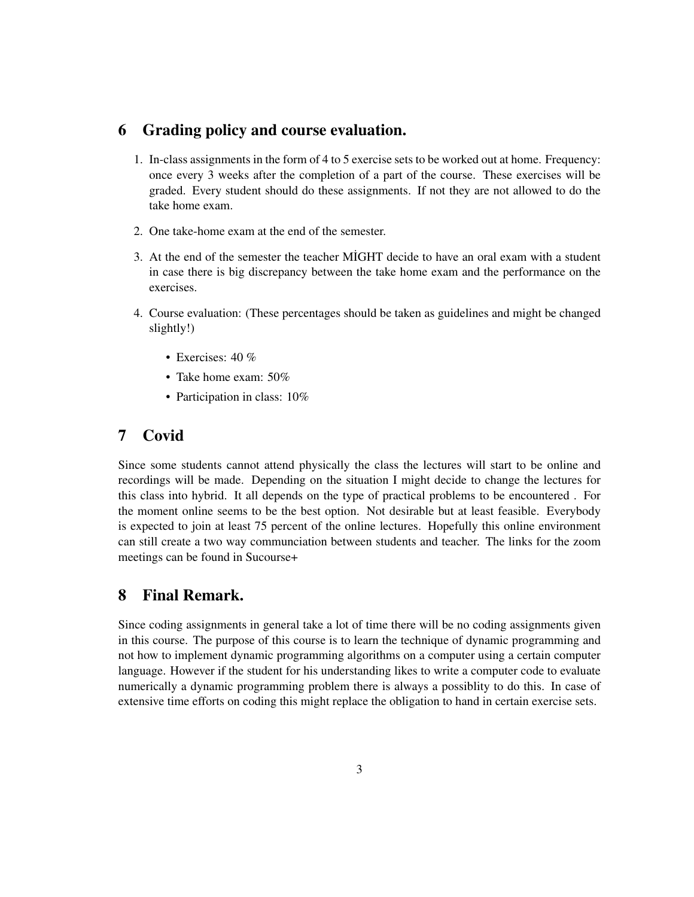## 6 Grading policy and course evaluation.

1. In-class assignments in the form of 4 to 5 exercise sets to be worked out at home. Frequency: once every 3 weeks after the completion of a part of the course. These exercises will be graded. Every student should do these assignments. If not they are not allowed to do the take home exam.
2. One take-home exam at the end of the semester.
3. At the end of the semester the teacher MİGHT decide to have an oral exam with a student in case there is big discrepancy between the take home exam and the performance on the exercises.
4. Course evaluation: (These percentages should be taken as guidelines and might be changed slightly!)
   - Exercises: 40 %
   - Take home exam: 50%
   - Participation in class: 10%

## 7 Covid

Since some students cannot attend physically the class the lectures will start to be online and recordings will be made. Depending on the situation I might decide to change the lectures for this class into hybrid. It all depends on the type of practical problems to be encountered . For the moment online seems to be the best option. Not desirable but at least feasible. Everybody is expected to join at least 75 percent of the online lectures. Hopefully this online environment can still create a two way communciation between students and teacher. The links for the zoom meetings can be found in Sucourse+

## 8 Final Remark.

Since coding assignments in general take a lot of time there will be no coding assignments given in this course. The purpose of this course is to learn the technique of dynamic programming and not how to implement dynamic programming algorithms on a computer using a certain computer language. However if the student for his understanding likes to write a computer code to evaluate numerically a dynamic programming problem there is always a possiblity to do this. In case of extensive time efforts on coding this might replace the obligation to hand in certain exercise sets.